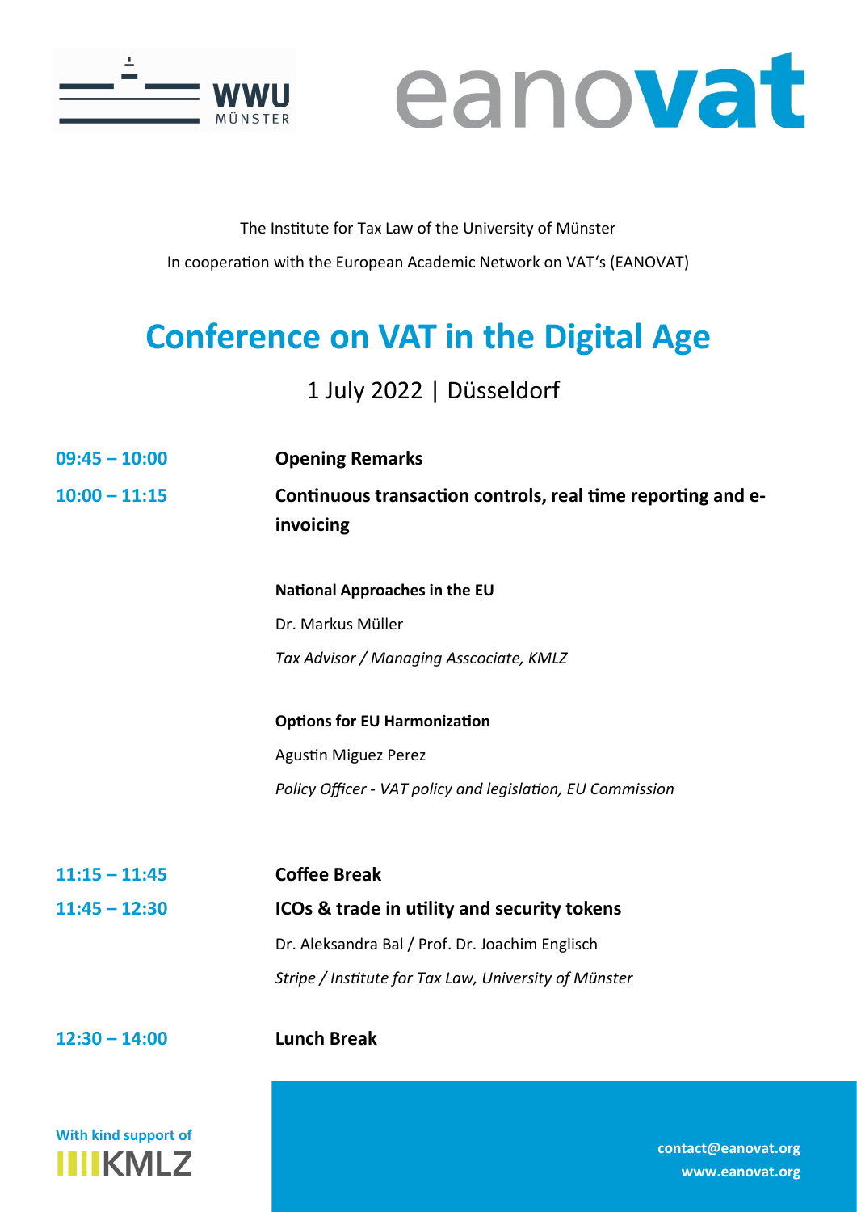The Institute for Tax Law of the University of Münster

In cooperation with the European Academic Network on VAT's (EANOVAT)

# Conference on VAT in the Digital Age

1 July 2022 | Düsseldorf

**09:45 – 10:00** **Opening Remarks**

**10:00 – 11:15** **Continuous transaction controls, real time reporting and e-invoicing**

**National Approaches in the EU**

Dr. Markus Müller

*Tax Advisor / Managing Asscociate, KMLZ*

**Options for EU Harmonization**

Agustin Miguez Perez

*Policy Officer - VAT policy and legislation, EU Commission*

**11:15 – 11:45** **Coffee Break**

**11:45 – 12:30** **ICOs & trade in utility and security tokens**

Dr. Aleksandra Bal / Prof. Dr. Joachim Englisch

*Stripe / Institute for Tax Law, University of Münster*

**12:30 – 14:00** **Lunch Break**

With kind support of KMLZ

contact@eanovat.org

www.eanovat.org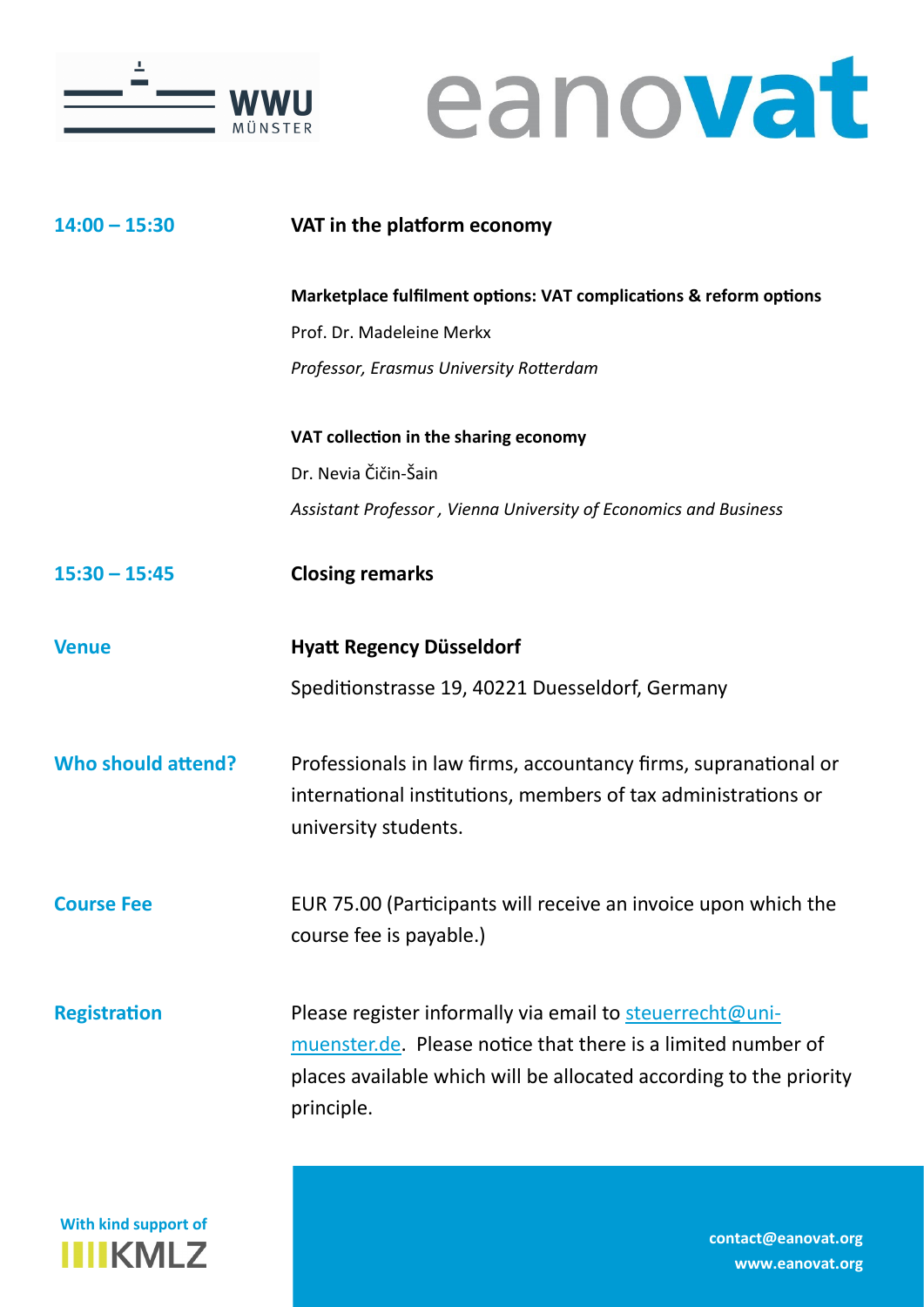| | |
|---|---|
| **14:00 – 15:30** | **VAT in the platform economy** |
| | **Marketplace fulfilment options: VAT complications & reform options**<br>Prof. Dr. Madeleine Merkx<br>*Professor, Erasmus University Rotterdam* |
| | **VAT collection in the sharing economy**<br>Dr. Nevia Čičin-Šain<br>*Assistant Professor , Vienna University of Economics and Business* |
| **15:30 – 15:45** | **Closing remarks** |
| **Venue** | **Hyatt Regency Düsseldorf**<br>Speditionstrasse 19, 40221 Duesseldorf, Germany |
| **Who should attend?** | Professionals in law firms, accountancy firms, supranational or international institutions, members of tax administrations or university students. |
| **Course Fee** | EUR 75.00 (Participants will receive an invoice upon which the course fee is payable.) |
| **Registration** | Please register informally via email to steuerrecht@uni-muenster.de. Please notice that there is a limited number of places available which will be allocated according to the priority principle. |

With kind support of KMLZ

contact@eanovat.org

www.eanovat.org